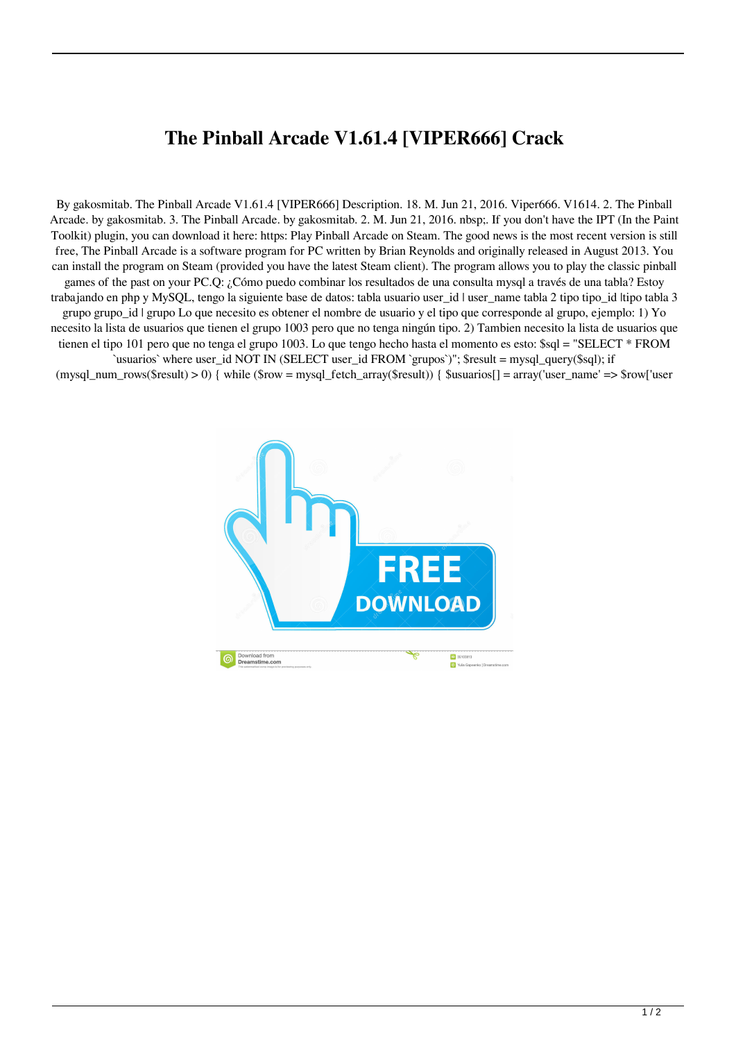# The Pinball Arcade V1.61.4 [VIPER666] Crack

By gakosmitab. The Pinball Arcade V1.61.4 [VIPER666] Description. 18. M. Jun 21, 2016. Viper666. V1614. 2. The Pinball Arcade. by gakosmitab. 3. The Pinball Arcade. by gakosmitab. 2. M. Jun 21, 2016. nbsp;. If you don't have the IPT (In the Paint Toolkit) plugin, you can download it here: https: Play Pinball Arcade on Steam. The good news is the most recent version is still free, The Pinball Arcade is a software program for PC written by Brian Reynolds and originally released in August 2013. You can install the program on Steam (provided you have the latest Steam client). The program allows you to play the classic pinball games of the past on your PC.Q: ¿Cómo puedo combinar los resultados de una consulta mysql a través de una tabla? Estoy trabajando en php y MySQL, tengo la siguiente base de datos: tabla usuario user_id | user_name tabla 2 tipo tipo_id |tipo tabla 3 grupo grupo_id | grupo Lo que necesito es obtener el nombre de usuario y el tipo que corresponde al grupo, ejemplo: 1) Yo necesito la lista de usuarios que tienen el grupo 1003 pero que no tenga ningún tipo. 2) Tambien necesito la lista de usuarios que tienen el tipo 101 pero que no tenga el grupo 1003. Lo que tengo hecho hasta el momento es esto: $sql = "SELECT * FROM `usuarios` where user_id NOT IN (SELECT user_id FROM `grupos`)"; $result = mysql_query($sql); if (mysql_num_rows($result) > 0) { while ($row = mysql_fetch_array($result)) { $usuarios[] = array('user_name' => $row['user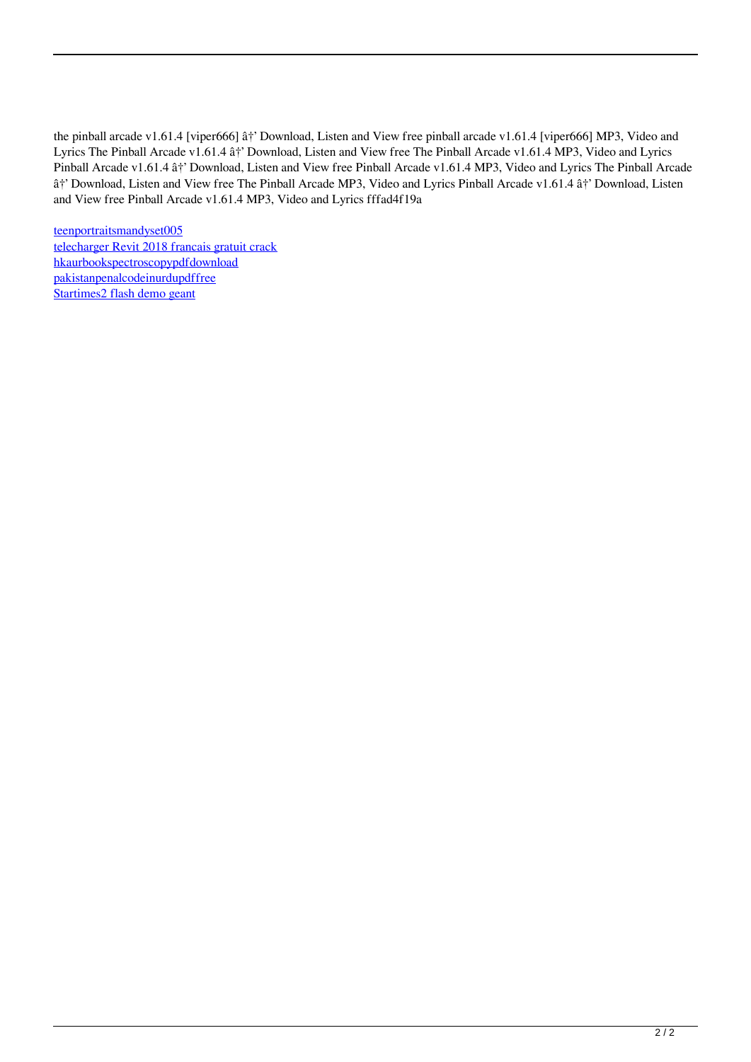the pinball arcade v1.61.4 [viper666] â†' Download, Listen and View free pinball arcade v1.61.4 [viper666] MP3, Video and Lyrics The Pinball Arcade v1.61.4 â†' Download, Listen and View free The Pinball Arcade v1.61.4 MP3, Video and Lyrics Pinball Arcade v1.61.4 â†' Download, Listen and View free Pinball Arcade v1.61.4 MP3, Video and Lyrics The Pinball Arcade â†' Download, Listen and View free The Pinball Arcade MP3, Video and Lyrics Pinball Arcade v1.61.4 â†' Download, Listen and View free Pinball Arcade v1.61.4 MP3, Video and Lyrics fffad4f19a

teenportraitsmandyset005
telecharger Revit 2018 francais gratuit crack
hkaurbookspectroscopypdfdownload
pakistanpenalcodeinurdupdffree
Startimes2 flash demo geant